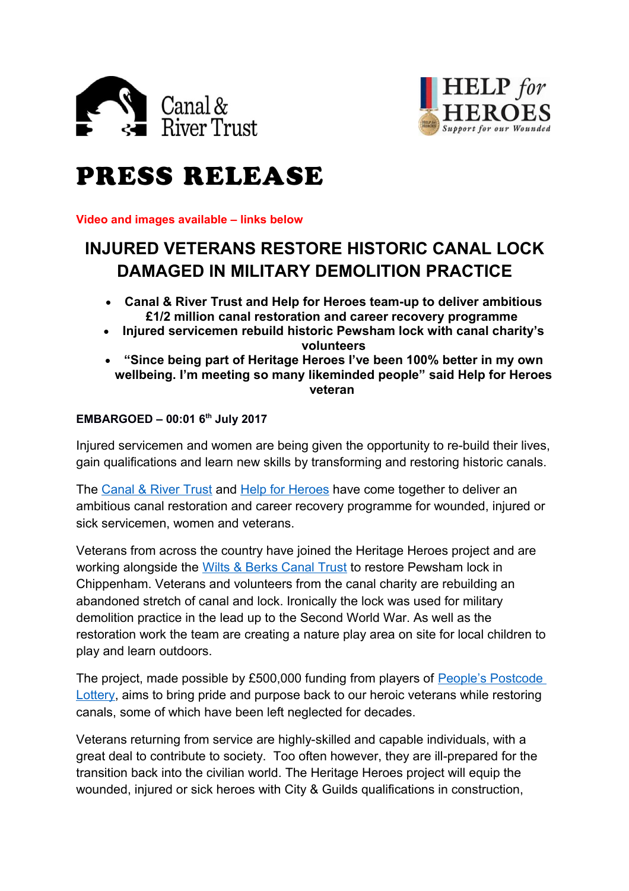# PRESS RELEASE

**Video and images available – links below**

## INJURED VETERANS RESTORE HISTORIC CANAL LOCK DAMAGED IN MILITARY DEMOLITION PRACTICE

- **Canal & River Trust and Help for Heroes team-up to deliver ambitious £1/2 million canal restoration and career recovery programme**
- **Injured servicemen rebuild historic Pewsham lock with canal charity's volunteers**
- **"Since being part of Heritage Heroes I've been 100% better in my own wellbeing. I'm meeting so many likeminded people" said Help for Heroes veteran**

**EMBARGOED – 00:01 6th July 2017**

Injured servicemen and women are being given the opportunity to re-build their lives, gain qualifications and learn new skills by transforming and restoring historic canals.

The Canal & River Trust and Help for Heroes have come together to deliver an ambitious canal restoration and career recovery programme for wounded, injured or sick servicemen, women and veterans.

Veterans from across the country have joined the Heritage Heroes project and are working alongside the Wilts & Berks Canal Trust to restore Pewsham lock in Chippenham. Veterans and volunteers from the canal charity are rebuilding an abandoned stretch of canal and lock. Ironically the lock was used for military demolition practice in the lead up to the Second World War. As well as the restoration work the team are creating a nature play area on site for local children to play and learn outdoors.

The project, made possible by £500,000 funding from players of People's Postcode Lottery, aims to bring pride and purpose back to our heroic veterans while restoring canals, some of which have been left neglected for decades.

Veterans returning from service are highly-skilled and capable individuals, with a great deal to contribute to society. Too often however, they are ill-prepared for the transition back into the civilian world. The Heritage Heroes project will equip the wounded, injured or sick heroes with City & Guilds qualifications in construction,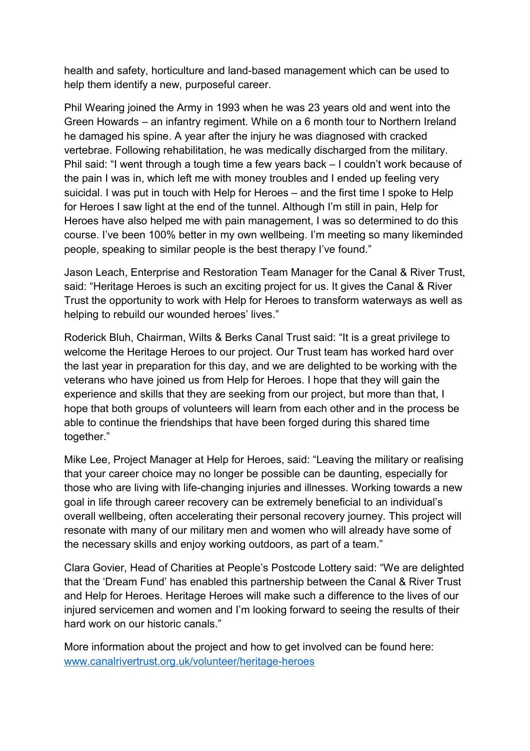health and safety, horticulture and land-based management which can be used to help them identify a new, purposeful career.

Phil Wearing joined the Army in 1993 when he was 23 years old and went into the Green Howards – an infantry regiment. While on a 6 month tour to Northern Ireland he damaged his spine. A year after the injury he was diagnosed with cracked vertebrae. Following rehabilitation, he was medically discharged from the military. Phil said: "I went through a tough time a few years back – I couldn't work because of the pain I was in, which left me with money troubles and I ended up feeling very suicidal. I was put in touch with Help for Heroes – and the first time I spoke to Help for Heroes I saw light at the end of the tunnel. Although I'm still in pain, Help for Heroes have also helped me with pain management, I was so determined to do this course. I've been 100% better in my own wellbeing. I'm meeting so many likeminded people, speaking to similar people is the best therapy I've found."

Jason Leach, Enterprise and Restoration Team Manager for the Canal & River Trust, said: "Heritage Heroes is such an exciting project for us. It gives the Canal & River Trust the opportunity to work with Help for Heroes to transform waterways as well as helping to rebuild our wounded heroes' lives."

Roderick Bluh, Chairman, Wilts & Berks Canal Trust said: "It is a great privilege to welcome the Heritage Heroes to our project. Our Trust team has worked hard over the last year in preparation for this day, and we are delighted to be working with the veterans who have joined us from Help for Heroes. I hope that they will gain the experience and skills that they are seeking from our project, but more than that, I hope that both groups of volunteers will learn from each other and in the process be able to continue the friendships that have been forged during this shared time together."

Mike Lee, Project Manager at Help for Heroes, said: "Leaving the military or realising that your career choice may no longer be possible can be daunting, especially for those who are living with life-changing injuries and illnesses. Working towards a new goal in life through career recovery can be extremely beneficial to an individual's overall wellbeing, often accelerating their personal recovery journey. This project will resonate with many of our military men and women who will already have some of the necessary skills and enjoy working outdoors, as part of a team."

Clara Govier, Head of Charities at People's Postcode Lottery said: "We are delighted that the 'Dream Fund' has enabled this partnership between the Canal & River Trust and Help for Heroes. Heritage Heroes will make such a difference to the lives of our injured servicemen and women and I'm looking forward to seeing the results of their hard work on our historic canals."

More information about the project and how to get involved can be found here: [www.canalrivertrust.org.uk/volunteer/heritage-heroes](http://www.canalrivertrust.org.uk/volunteer/heritage-heroes)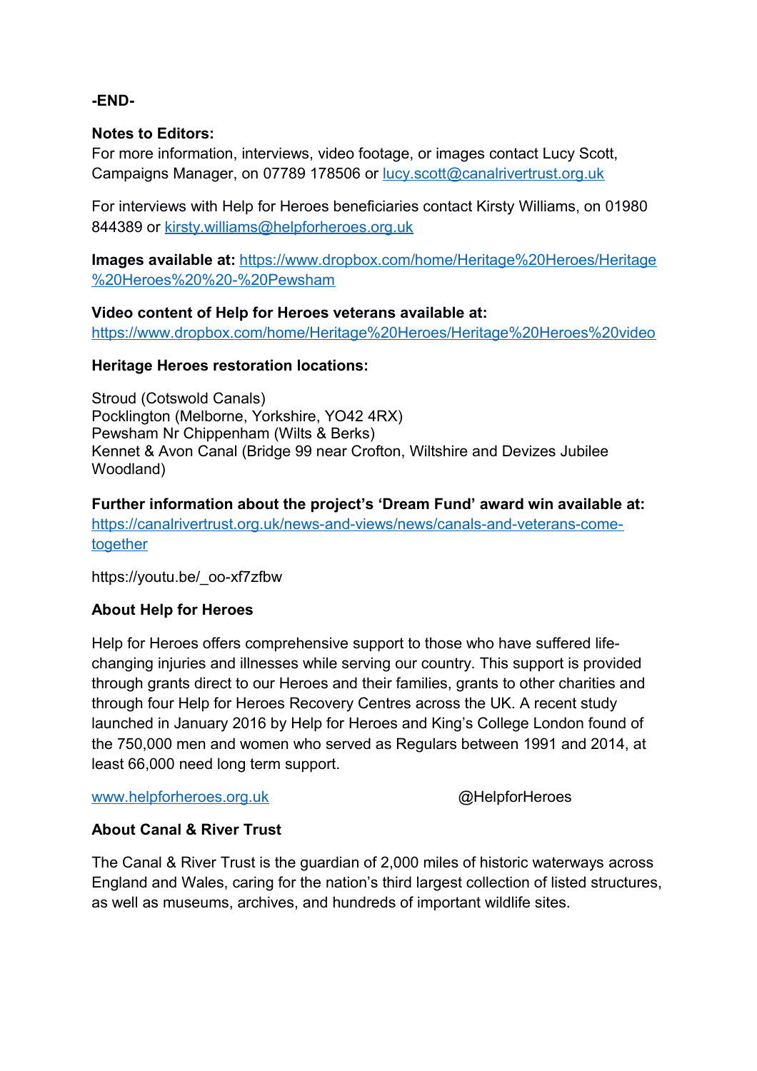**-END-**

**Notes to Editors:**
For more information, interviews, video footage, or images contact Lucy Scott, Campaigns Manager, on 07789 178506 or [lucy.scott@canalrivertrust.org.uk](mailto:lucy.scott@canalrivertrust.org.uk)

For interviews with Help for Heroes beneficiaries contact Kirsty Williams, on 01980 844389 or [kirsty.williams@helpforheroes.org.uk](mailto:kirsty.williams@helpforheroes.org.uk)

**Images available at:** [https://www.dropbox.com/home/Heritage%20Heroes/Heritage%20Heroes%20%20-%20Pewsham](https://www.dropbox.com/home/Heritage%20Heroes/Heritage%20Heroes%20%20-%20Pewsham)

**Video content of Help for Heroes veterans available at:**
[https://www.dropbox.com/home/Heritage%20Heroes/Heritage%20Heroes%20video](https://www.dropbox.com/home/Heritage%20Heroes/Heritage%20Heroes%20video)

**Heritage Heroes restoration locations:**

Stroud (Cotswold Canals)
Pocklington (Melborne, Yorkshire, YO42 4RX)
Pewsham Nr Chippenham (Wilts & Berks)
Kennet & Avon Canal (Bridge 99 near Crofton, Wiltshire and Devizes Jubilee Woodland)

**Further information about the project's 'Dream Fund' award win available at:**
[https://canalrivertrust.org.uk/news-and-views/news/canals-and-veterans-come-together](https://canalrivertrust.org.uk/news-and-views/news/canals-and-veterans-come-together)

https://youtu.be/_oo-xf7zfbw

**About Help for Heroes**

Help for Heroes offers comprehensive support to those who have suffered life-changing injuries and illnesses while serving our country. This support is provided through grants direct to our Heroes and their families, grants to other charities and through four Help for Heroes Recovery Centres across the UK. A recent study launched in January 2016 by Help for Heroes and King's College London found of the 750,000 men and women who served as Regulars between 1991 and 2014, at least 66,000 need long term support.

[www.helpforheroes.org.uk](http://www.helpforheroes.org.uk) @HelpforHeroes

**About Canal & River Trust**

The Canal & River Trust is the guardian of 2,000 miles of historic waterways across England and Wales, caring for the nation's third largest collection of listed structures, as well as museums, archives, and hundreds of important wildlife sites.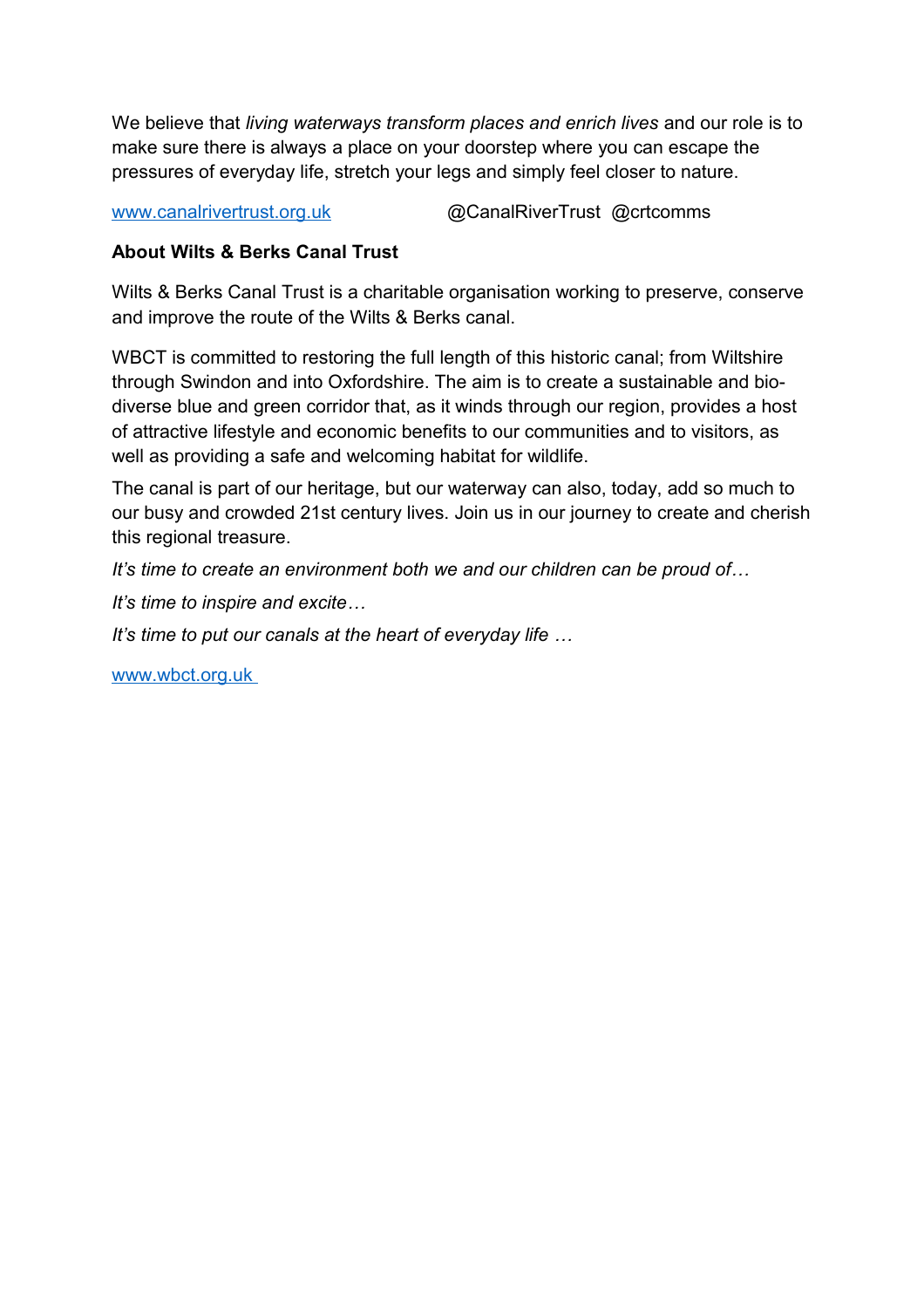We believe that *living waterways transform places and enrich lives* and our role is to make sure there is always a place on your doorstep where you can escape the pressures of everyday life, stretch your legs and simply feel closer to nature.

[www.canalrivertrust.org.uk](http://www.canalrivertrust.org.uk) @CanalRiverTrust @crtcomms

**About Wilts & Berks Canal Trust**

Wilts & Berks Canal Trust is a charitable organisation working to preserve, conserve and improve the route of the Wilts & Berks canal.

WBCT is committed to restoring the full length of this historic canal; from Wiltshire through Swindon and into Oxfordshire. The aim is to create a sustainable and bio-diverse blue and green corridor that, as it winds through our region, provides a host of attractive lifestyle and economic benefits to our communities and to visitors, as well as providing a safe and welcoming habitat for wildlife.

The canal is part of our heritage, but our waterway can also, today, add so much to our busy and crowded 21st century lives. Join us in our journey to create and cherish this regional treasure.

*It's time to create an environment both we and our children can be proud of…*

*It's time to inspire and excite…*

*It's time to put our canals at the heart of everyday life …*

[www.wbct.org.uk](http://www.wbct.org.uk)